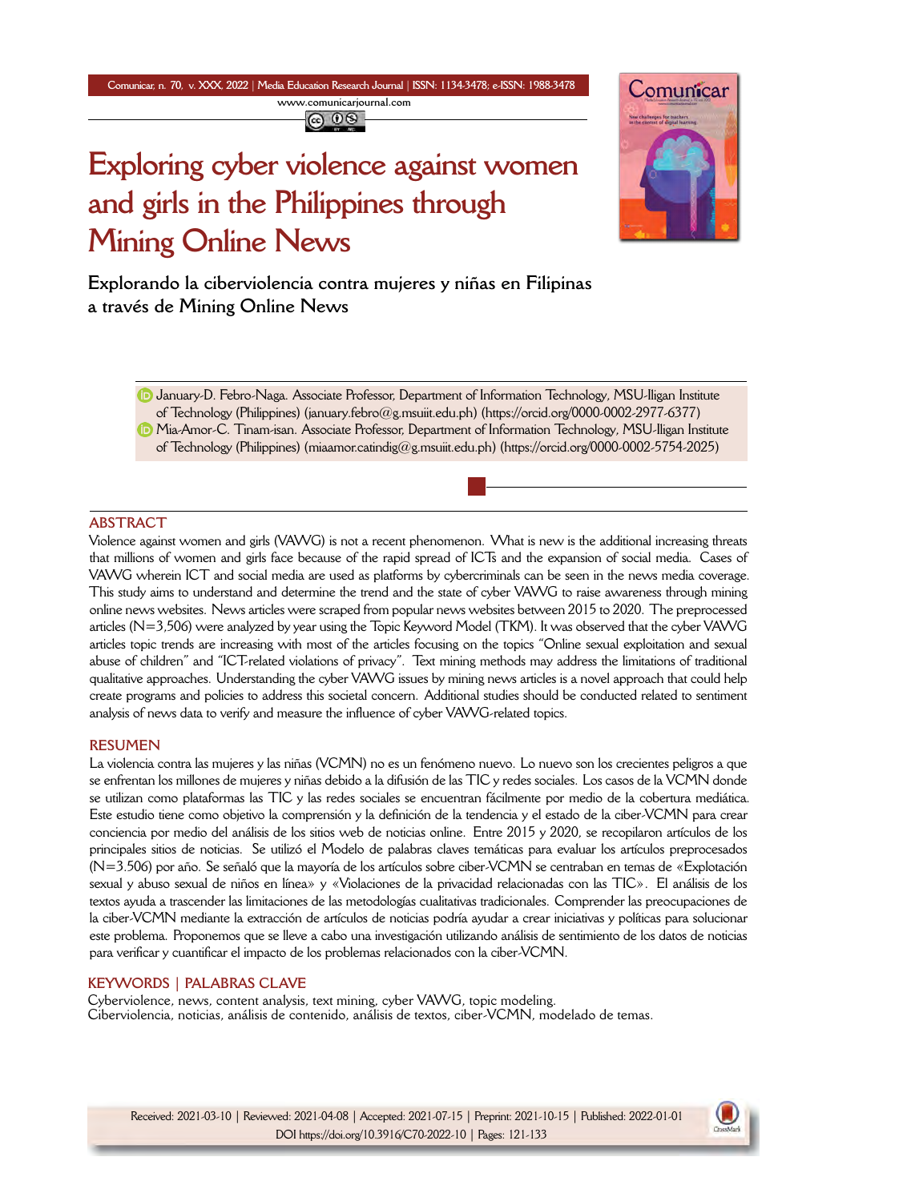# Exploring cyber violence against women and girls in the Philippines through Mining Online News

## Explorando la ciberviolencia contra mujeres y niñas en Filipinas a través de Mining Online News

January-D. Febro-Naga. Associate Professor, Department of Information Technology, MSU-Iligan Institute of Technology (Philippines) (january.febro@g.msuiit.edu.ph) (https://orcid.org/0000-0002-2977-6377)

Mia-Amor-C. Tinam-isan. Associate Professor, Department of Information Technology, MSU-Iligan Institute of Technology (Philippines) (miaamor.catindig@g.msuiit.edu.ph) (https://orcid.org/0000-0002-5754-2025)

## ABSTRACT

Violence against women and girls (VAWG) is not a recent phenomenon. What is new is the additional increasing threats that millions of women and girls face because of the rapid spread of ICTs and the expansion of social media. Cases of VAWG wherein ICT and social media are used as platforms by cybercriminals can be seen in the news media coverage. This study aims to understand and determine the trend and the state of cyber VAWG to raise awareness through mining online news websites. News articles were scraped from popular news websites between 2015 to 2020. The preprocessed articles (N=3,506) were analyzed by year using the Topic Keyword Model (TKM). It was observed that the cyber VAWG articles topic trends are increasing with most of the articles focusing on the topics "Online sexual exploitation and sexual abuse of children" and "ICT-related violations of privacy". Text mining methods may address the limitations of traditional qualitative approaches. Understanding the cyber VAWG issues by mining news articles is a novel approach that could help create programs and policies to address this societal concern. Additional studies should be conducted related to sentiment analysis of news data to verify and measure the influence of cyber VAWG-related topics.

## RESUMEN

La violencia contra las mujeres y las niñas (VCMN) no es un fenómeno nuevo. Lo nuevo son los crecientes peligros a que se enfrentan los millones de mujeres y niñas debido a la difusión de las TIC y redes sociales. Los casos de la VCMN donde se utilizan como plataformas las TIC y las redes sociales se encuentran fácilmente por medio de la cobertura mediática. Este estudio tiene como objetivo la comprensión y la definición de la tendencia y el estado de la ciber-VCMN para crear conciencia por medio del análisis de los sitios web de noticias online. Entre 2015 y 2020, se recopilaron artículos de los principales sitios de noticias. Se utilizó el Modelo de palabras claves temáticas para evaluar los artículos preprocesados (N=3.506) por año. Se señaló que la mayoría de los artículos sobre ciber-VCMN se centraban en temas de «Explotación sexual y abuso sexual de niños en línea» y «Violaciones de la privacidad relacionadas con las TIC». El análisis de los textos ayuda a trascender las limitaciones de las metodologías cualitativas tradicionales. Comprender las preocupaciones de la ciber-VCMN mediante la extracción de artículos de noticias podría ayudar a crear iniciativas y políticas para solucionar este problema. Proponemos que se lleve a cabo una investigación utilizando análisis de sentimiento de los datos de noticias para verificar y cuantificar el impacto de los problemas relacionados con la ciber-VCMN.

## KEYWORDS | PALABRAS CLAVE

Cyberviolence, news, content analysis, text mining, cyber VAWG, topic modeling.
Ciberviolencia, noticias, análisis de contenido, análisis de textos, ciber-VCMN, modelado de temas.

Received: 2021-03-10 | Reviewed: 2021-04-08 | Accepted: 2021-07-15 | Preprint: 2021-10-15 | Published: 2022-01-01
DOI https://doi.org/10.3916/C70-2022-10 | Pages: 121-133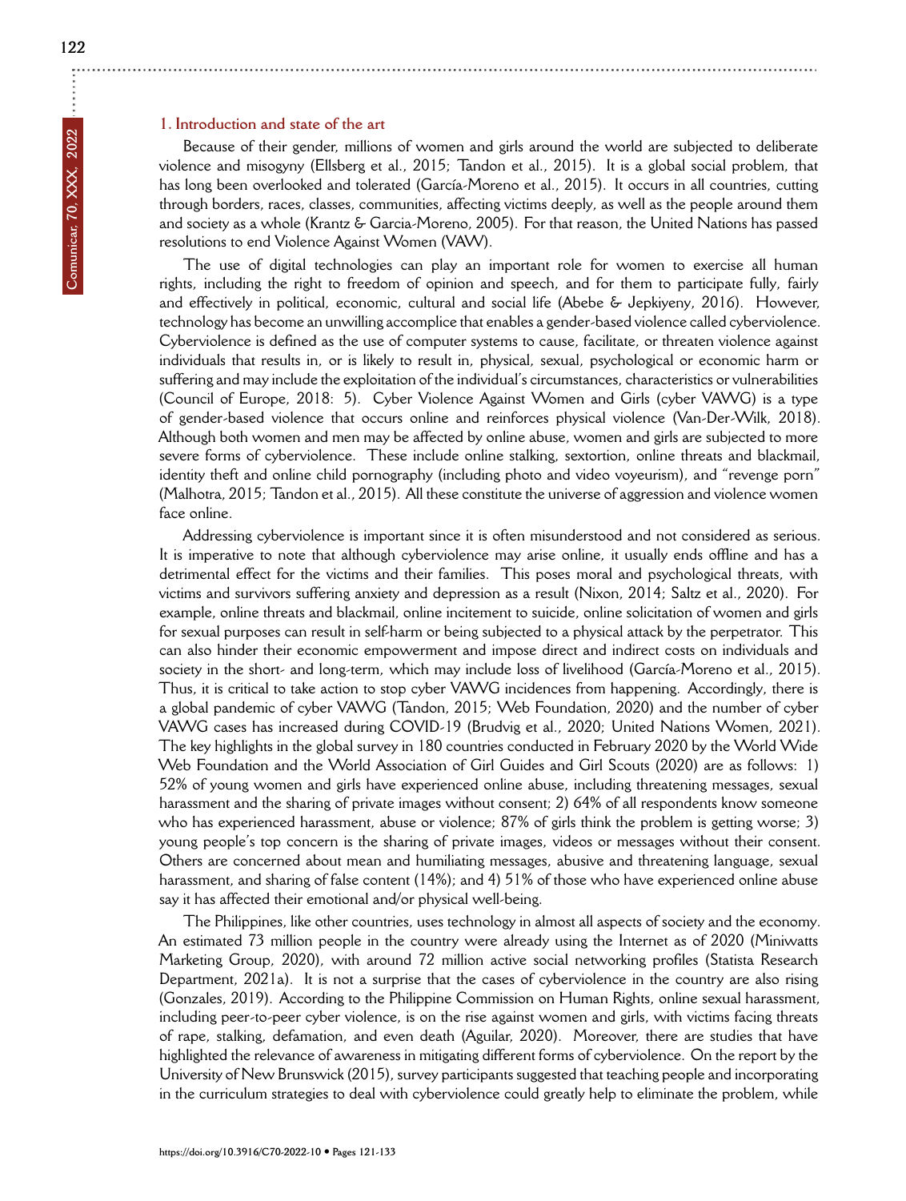## 1. Introduction and state of the art

Because of their gender, millions of women and girls around the world are subjected to deliberate violence and misogyny (Ellsberg et al., 2015; Tandon et al., 2015). It is a global social problem, that has long been overlooked and tolerated (García-Moreno et al., 2015). It occurs in all countries, cutting through borders, races, classes, communities, affecting victims deeply, as well as the people around them and society as a whole (Krantz & Garcia-Moreno, 2005). For that reason, the United Nations has passed resolutions to end Violence Against Women (VAW).

The use of digital technologies can play an important role for women to exercise all human rights, including the right to freedom of opinion and speech, and for them to participate fully, fairly and effectively in political, economic, cultural and social life (Abebe & Jepkiyeny, 2016). However, technology has become an unwilling accomplice that enables a gender-based violence called cyberviolence. Cyberviolence is defined as the use of computer systems to cause, facilitate, or threaten violence against individuals that results in, or is likely to result in, physical, sexual, psychological or economic harm or suffering and may include the exploitation of the individual's circumstances, characteristics or vulnerabilities (Council of Europe, 2018: 5). Cyber Violence Against Women and Girls (cyber VAWG) is a type of gender-based violence that occurs online and reinforces physical violence (Van-Der-Wilk, 2018). Although both women and men may be affected by online abuse, women and girls are subjected to more severe forms of cyberviolence. These include online stalking, sextortion, online threats and blackmail, identity theft and online child pornography (including photo and video voyeurism), and "revenge porn" (Malhotra, 2015; Tandon et al., 2015). All these constitute the universe of aggression and violence women face online.

Addressing cyberviolence is important since it is often misunderstood and not considered as serious. It is imperative to note that although cyberviolence may arise online, it usually ends offline and has a detrimental effect for the victims and their families. This poses moral and psychological threats, with victims and survivors suffering anxiety and depression as a result (Nixon, 2014; Saltz et al., 2020). For example, online threats and blackmail, online incitement to suicide, online solicitation of women and girls for sexual purposes can result in self-harm or being subjected to a physical attack by the perpetrator. This can also hinder their economic empowerment and impose direct and indirect costs on individuals and society in the short- and long-term, which may include loss of livelihood (García-Moreno et al., 2015). Thus, it is critical to take action to stop cyber VAWG incidences from happening. Accordingly, there is a global pandemic of cyber VAWG (Tandon, 2015; Web Foundation, 2020) and the number of cyber VAWG cases has increased during COVID-19 (Brudvig et al., 2020; United Nations Women, 2021). The key highlights in the global survey in 180 countries conducted in February 2020 by the World Wide Web Foundation and the World Association of Girl Guides and Girl Scouts (2020) are as follows: 1) 52% of young women and girls have experienced online abuse, including threatening messages, sexual harassment and the sharing of private images without consent; 2) 64% of all respondents know someone who has experienced harassment, abuse or violence; 87% of girls think the problem is getting worse; 3) young people's top concern is the sharing of private images, videos or messages without their consent. Others are concerned about mean and humiliating messages, abusive and threatening language, sexual harassment, and sharing of false content (14%); and 4) 51% of those who have experienced online abuse say it has affected their emotional and/or physical well-being.

The Philippines, like other countries, uses technology in almost all aspects of society and the economy. An estimated 73 million people in the country were already using the Internet as of 2020 (Miniwatts Marketing Group, 2020), with around 72 million active social networking profiles (Statista Research Department, 2021a). It is not a surprise that the cases of cyberviolence in the country are also rising (Gonzales, 2019). According to the Philippine Commission on Human Rights, online sexual harassment, including peer-to-peer cyber violence, is on the rise against women and girls, with victims facing threats of rape, stalking, defamation, and even death (Aguilar, 2020). Moreover, there are studies that have highlighted the relevance of awareness in mitigating different forms of cyberviolence. On the report by the University of New Brunswick (2015), survey participants suggested that teaching people and incorporating in the curriculum strategies to deal with cyberviolence could greatly help to eliminate the problem, while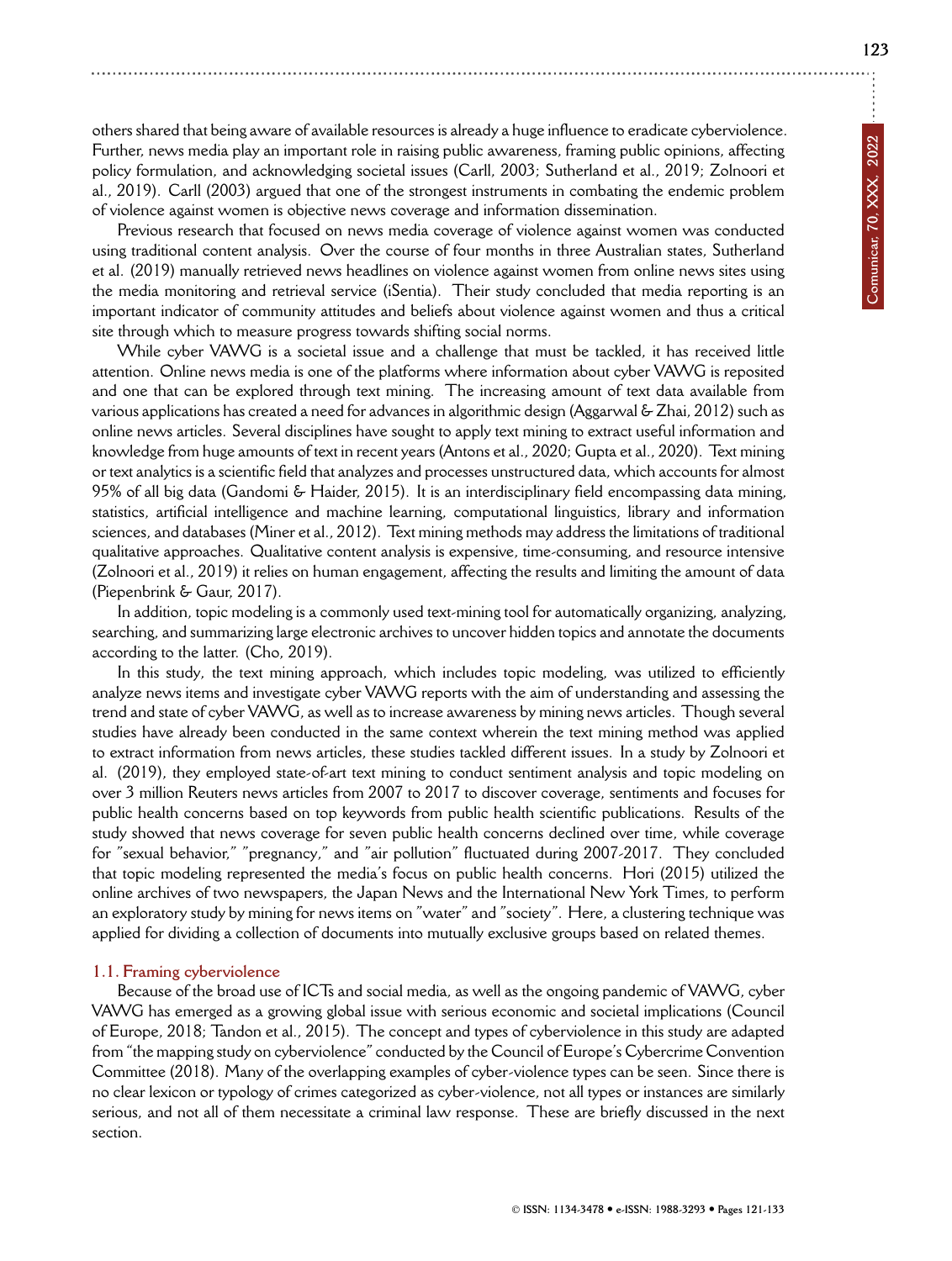others shared that being aware of available resources is already a huge influence to eradicate cyberviolence. Further, news media play an important role in raising public awareness, framing public opinions, affecting policy formulation, and acknowledging societal issues (Carll, 2003; Sutherland et al., 2019; Zolnoori et al., 2019). Carll (2003) argued that one of the strongest instruments in combating the endemic problem of violence against women is objective news coverage and information dissemination.

Previous research that focused on news media coverage of violence against women was conducted using traditional content analysis. Over the course of four months in three Australian states, Sutherland et al. (2019) manually retrieved news headlines on violence against women from online news sites using the media monitoring and retrieval service (iSentia). Their study concluded that media reporting is an important indicator of community attitudes and beliefs about violence against women and thus a critical site through which to measure progress towards shifting social norms.

While cyber VAWG is a societal issue and a challenge that must be tackled, it has received little attention. Online news media is one of the platforms where information about cyber VAWG is reposited and one that can be explored through text mining. The increasing amount of text data available from various applications has created a need for advances in algorithmic design (Aggarwal & Zhai, 2012) such as online news articles. Several disciplines have sought to apply text mining to extract useful information and knowledge from huge amounts of text in recent years (Antons et al., 2020; Gupta et al., 2020). Text mining or text analytics is a scientific field that analyzes and processes unstructured data, which accounts for almost 95% of all big data (Gandomi & Haider, 2015). It is an interdisciplinary field encompassing data mining, statistics, artificial intelligence and machine learning, computational linguistics, library and information sciences, and databases (Miner et al., 2012). Text mining methods may address the limitations of traditional qualitative approaches. Qualitative content analysis is expensive, time-consuming, and resource intensive (Zolnoori et al., 2019) it relies on human engagement, affecting the results and limiting the amount of data (Piepenbrink & Gaur, 2017).

In addition, topic modeling is a commonly used text-mining tool for automatically organizing, analyzing, searching, and summarizing large electronic archives to uncover hidden topics and annotate the documents according to the latter. (Cho, 2019).

In this study, the text mining approach, which includes topic modeling, was utilized to efficiently analyze news items and investigate cyber VAWG reports with the aim of understanding and assessing the trend and state of cyber VAWG, as well as to increase awareness by mining news articles. Though several studies have already been conducted in the same context wherein the text mining method was applied to extract information from news articles, these studies tackled different issues. In a study by Zolnoori et al. (2019), they employed state-of-art text mining to conduct sentiment analysis and topic modeling on over 3 million Reuters news articles from 2007 to 2017 to discover coverage, sentiments and focuses for public health concerns based on top keywords from public health scientific publications. Results of the study showed that news coverage for seven public health concerns declined over time, while coverage for "sexual behavior," "pregnancy," and "air pollution" fluctuated during 2007-2017. They concluded that topic modeling represented the media's focus on public health concerns. Hori (2015) utilized the online archives of two newspapers, the Japan News and the International New York Times, to perform an exploratory study by mining for news items on "water" and "society". Here, a clustering technique was applied for dividing a collection of documents into mutually exclusive groups based on related themes.

### 1.1. Framing cyberviolence

Because of the broad use of ICTs and social media, as well as the ongoing pandemic of VAWG, cyber VAWG has emerged as a growing global issue with serious economic and societal implications (Council of Europe, 2018; Tandon et al., 2015). The concept and types of cyberviolence in this study are adapted from "the mapping study on cyberviolence" conducted by the Council of Europe's Cybercrime Convention Committee (2018). Many of the overlapping examples of cyber-violence types can be seen. Since there is no clear lexicon or typology of crimes categorized as cyber-violence, not all types or instances are similarly serious, and not all of them necessitate a criminal law response. These are briefly discussed in the next section.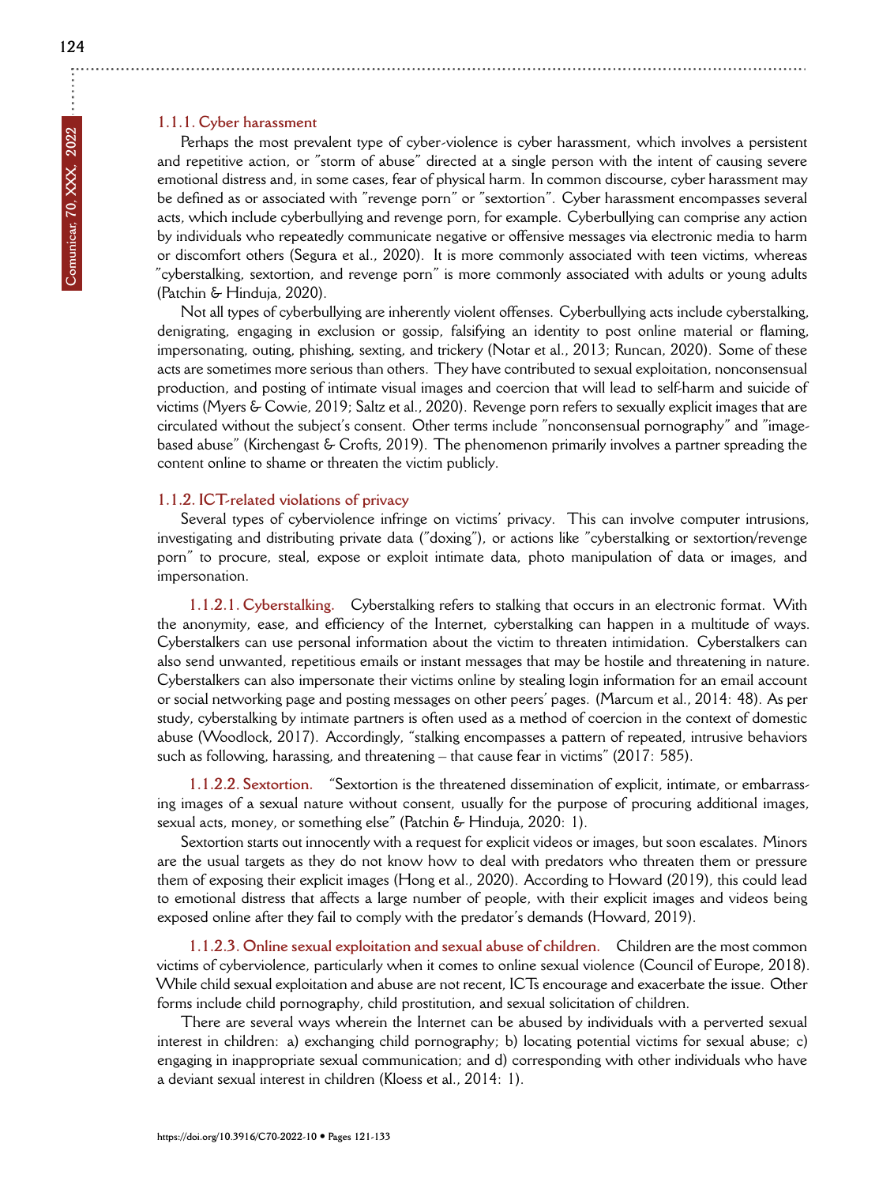#### 1.1.1. Cyber harassment

Perhaps the most prevalent type of cyber-violence is cyber harassment, which involves a persistent and repetitive action, or "storm of abuse" directed at a single person with the intent of causing severe emotional distress and, in some cases, fear of physical harm. In common discourse, cyber harassment may be defined as or associated with "revenge porn" or "sextortion". Cyber harassment encompasses several acts, which include cyberbullying and revenge porn, for example. Cyberbullying can comprise any action by individuals who repeatedly communicate negative or offensive messages via electronic media to harm or discomfort others (Segura et al., 2020). It is more commonly associated with teen victims, whereas "cyberstalking, sextortion, and revenge porn" is more commonly associated with adults or young adults (Patchin & Hinduja, 2020).

Not all types of cyberbullying are inherently violent offenses. Cyberbullying acts include cyberstalking, denigrating, engaging in exclusion or gossip, falsifying an identity to post online material or flaming, impersonating, outing, phishing, sexting, and trickery (Notar et al., 2013; Runcan, 2020). Some of these acts are sometimes more serious than others. They have contributed to sexual exploitation, nonconsensual production, and posting of intimate visual images and coercion that will lead to self-harm and suicide of victims (Myers & Cowie, 2019; Saltz et al., 2020). Revenge porn refers to sexually explicit images that are circulated without the subject's consent. Other terms include "nonconsensual pornography" and "image-based abuse" (Kirchengast & Crofts, 2019). The phenomenon primarily involves a partner spreading the content online to shame or threaten the victim publicly.

#### 1.1.2. ICT-related violations of privacy

Several types of cyberviolence infringe on victims' privacy. This can involve computer intrusions, investigating and distributing private data ("doxing"), or actions like "cyberstalking or sextortion/revenge porn" to procure, steal, expose or exploit intimate data, photo manipulation of data or images, and impersonation.

**1.1.2.1. Cyberstalking.** Cyberstalking refers to stalking that occurs in an electronic format. With the anonymity, ease, and efficiency of the Internet, cyberstalking can happen in a multitude of ways. Cyberstalkers can use personal information about the victim to threaten intimidation. Cyberstalkers can also send unwanted, repetitious emails or instant messages that may be hostile and threatening in nature. Cyberstalkers can also impersonate their victims online by stealing login information for an email account or social networking page and posting messages on other peers' pages. (Marcum et al., 2014: 48). As per study, cyberstalking by intimate partners is often used as a method of coercion in the context of domestic abuse (Woodlock, 2017). Accordingly, "stalking encompasses a pattern of repeated, intrusive behaviors such as following, harassing, and threatening – that cause fear in victims" (2017: 585).

**1.1.2.2. Sextortion.** "Sextortion is the threatened dissemination of explicit, intimate, or embarrassing images of a sexual nature without consent, usually for the purpose of procuring additional images, sexual acts, money, or something else" (Patchin & Hinduja, 2020: 1).

Sextortion starts out innocently with a request for explicit videos or images, but soon escalates. Minors are the usual targets as they do not know how to deal with predators who threaten them or pressure them of exposing their explicit images (Hong et al., 2020). According to Howard (2019), this could lead to emotional distress that affects a large number of people, with their explicit images and videos being exposed online after they fail to comply with the predator's demands (Howard, 2019).

**1.1.2.3. Online sexual exploitation and sexual abuse of children.** Children are the most common victims of cyberviolence, particularly when it comes to online sexual violence (Council of Europe, 2018). While child sexual exploitation and abuse are not recent, ICTs encourage and exacerbate the issue. Other forms include child pornography, child prostitution, and sexual solicitation of children.

There are several ways wherein the Internet can be abused by individuals with a perverted sexual interest in children: a) exchanging child pornography; b) locating potential victims for sexual abuse; c) engaging in inappropriate sexual communication; and d) corresponding with other individuals who have a deviant sexual interest in children (Kloess et al., 2014: 1).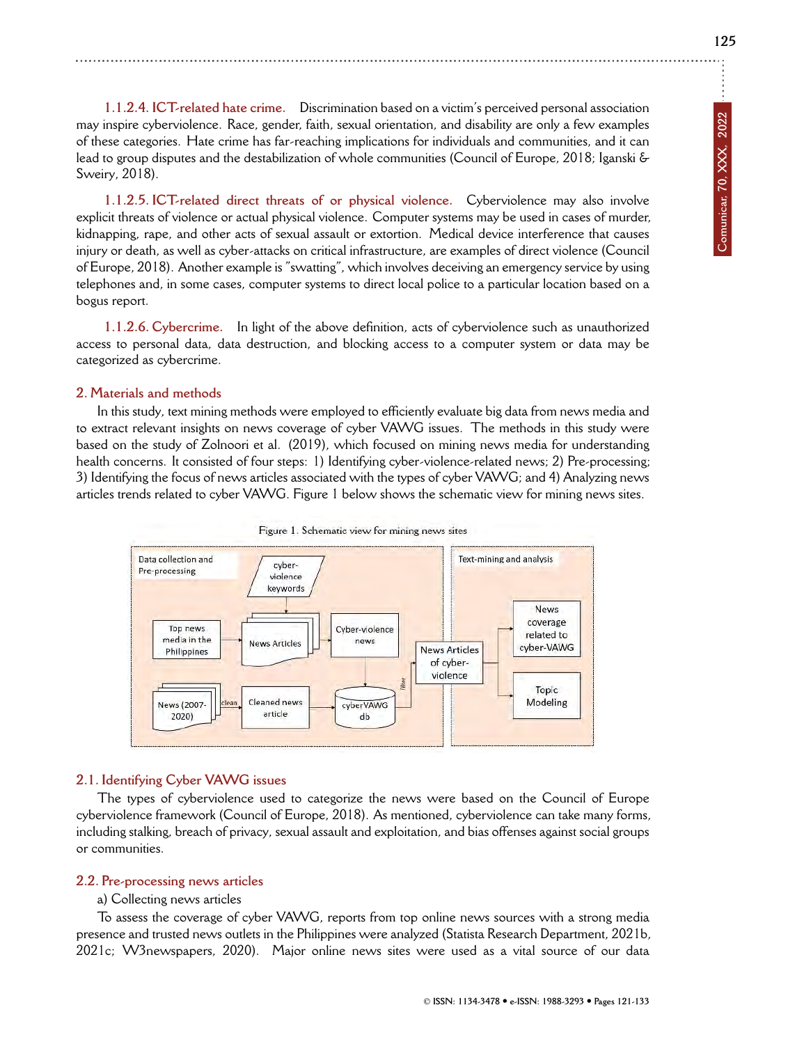**1.1.2.4. ICT-related hate crime.** Discrimination based on a victim's perceived personal association may inspire cyberviolence. Race, gender, faith, sexual orientation, and disability are only a few examples of these categories. Hate crime has far-reaching implications for individuals and communities, and it can lead to group disputes and the destabilization of whole communities (Council of Europe, 2018; Iganski & Sweiry, 2018).

**1.1.2.5. ICT-related direct threats of or physical violence.** Cyberviolence may also involve explicit threats of violence or actual physical violence. Computer systems may be used in cases of murder, kidnapping, rape, and other acts of sexual assault or extortion. Medical device interference that causes injury or death, as well as cyber-attacks on critical infrastructure, are examples of direct violence (Council of Europe, 2018). Another example is "swatting", which involves deceiving an emergency service by using telephones and, in some cases, computer systems to direct local police to a particular location based on a bogus report.

**1.1.2.6. Cybercrime.** In light of the above definition, acts of cyberviolence such as unauthorized access to personal data, data destruction, and blocking access to a computer system or data may be categorized as cybercrime.

## 2. Materials and methods

In this study, text mining methods were employed to efficiently evaluate big data from news media and to extract relevant insights on news coverage of cyber VAWG issues. The methods in this study were based on the study of Zolnoori et al. (2019), which focused on mining news media for understanding health concerns. It consisted of four steps: 1) Identifying cyber-violence-related news; 2) Pre-processing; 3) Identifying the focus of news articles associated with the types of cyber VAWG; and 4) Analyzing news articles trends related to cyber VAWG. Figure 1 below shows the schematic view for mining news sites.

Figure 1. Schematic view for mining news sites

Data collection and Pre-processing: cyber-violence keywords → News Articles; Top news media in the Philippines → News Articles → Cyber-violence news → cyberVAWG db; News (2007-2020) → clean → Cleaned news article → cyberVAWG db → filter → News Articles of cyber-violence

Text-mining and analysis: News Articles of cyber-violence → News coverage related to cyber-VAWG; Topic Modeling

### 2.1. Identifying Cyber VAWG issues

The types of cyberviolence used to categorize the news were based on the Council of Europe cyberviolence framework (Council of Europe, 2018). As mentioned, cyberviolence can take many forms, including stalking, breach of privacy, sexual assault and exploitation, and bias offenses against social groups or communities.

### 2.2. Pre-processing news articles

a) Collecting news articles

To assess the coverage of cyber VAWG, reports from top online news sources with a strong media presence and trusted news outlets in the Philippines were analyzed (Statista Research Department, 2021b, 2021c; W3newspapers, 2020). Major online news sites were used as a vital source of our data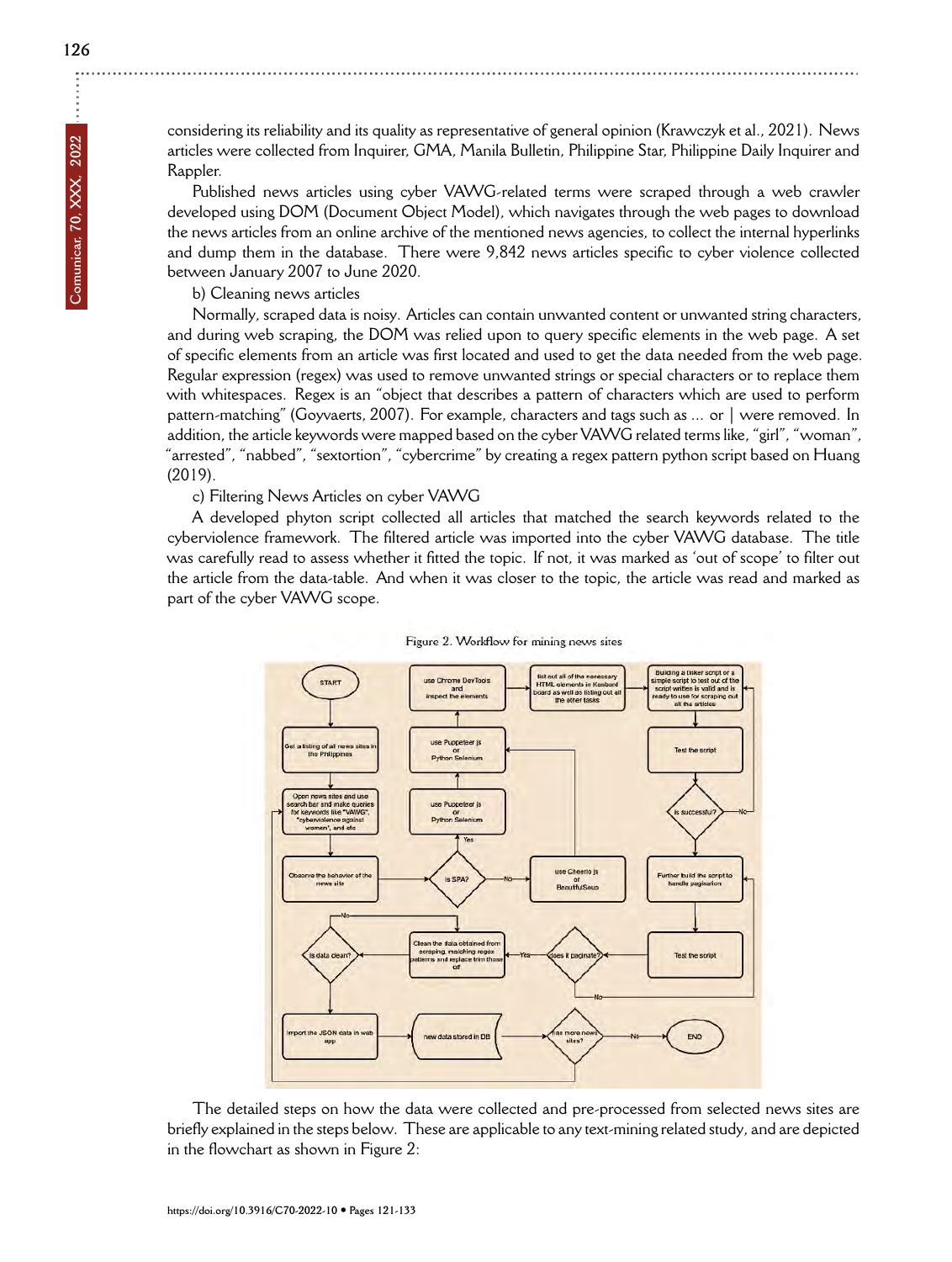considering its reliability and its quality as representative of general opinion (Krawczyk et al., 2021). News articles were collected from Inquirer, GMA, Manila Bulletin, Philippine Star, Philippine Daily Inquirer and Rappler.

Published news articles using cyber VAWG-related terms were scraped through a web crawler developed using DOM (Document Object Model), which navigates through the web pages to download the news articles from an online archive of the mentioned news agencies, to collect the internal hyperlinks and dump them in the database. There were 9,842 news articles specific to cyber violence collected between January 2007 to June 2020.

b) Cleaning news articles

Normally, scraped data is noisy. Articles can contain unwanted content or unwanted string characters, and during web scraping, the DOM was relied upon to query specific elements in the web page. A set of specific elements from an article was first located and used to get the data needed from the web page. Regular expression (regex) was used to remove unwanted strings or special characters or to replace them with whitespaces. Regex is an "object that describes a pattern of characters which are used to perform pattern-matching" (Goyvaerts, 2007). For example, characters and tags such as ... or | were removed. In addition, the article keywords were mapped based on the cyber VAWG related terms like, "girl", "woman", "arrested", "nabbed", "sextortion", "cybercrime" by creating a regex pattern python script based on Huang (2019).

c) Filtering News Articles on cyber VAWG

A developed phyton script collected all articles that matched the search keywords related to the cyberviolence framework. The filtered article was imported into the cyber VAWG database. The title was carefully read to assess whether it fitted the topic. If not, it was marked as 'out of scope' to filter out the article from the data-table. And when it was closer to the topic, the article was read and marked as part of the cyber VAWG scope.

Figure 2. Workflow for mining news sites

The detailed steps on how the data were collected and pre-processed from selected news sites are briefly explained in the steps below. These are applicable to any text-mining related study, and are depicted in the flowchart as shown in Figure 2: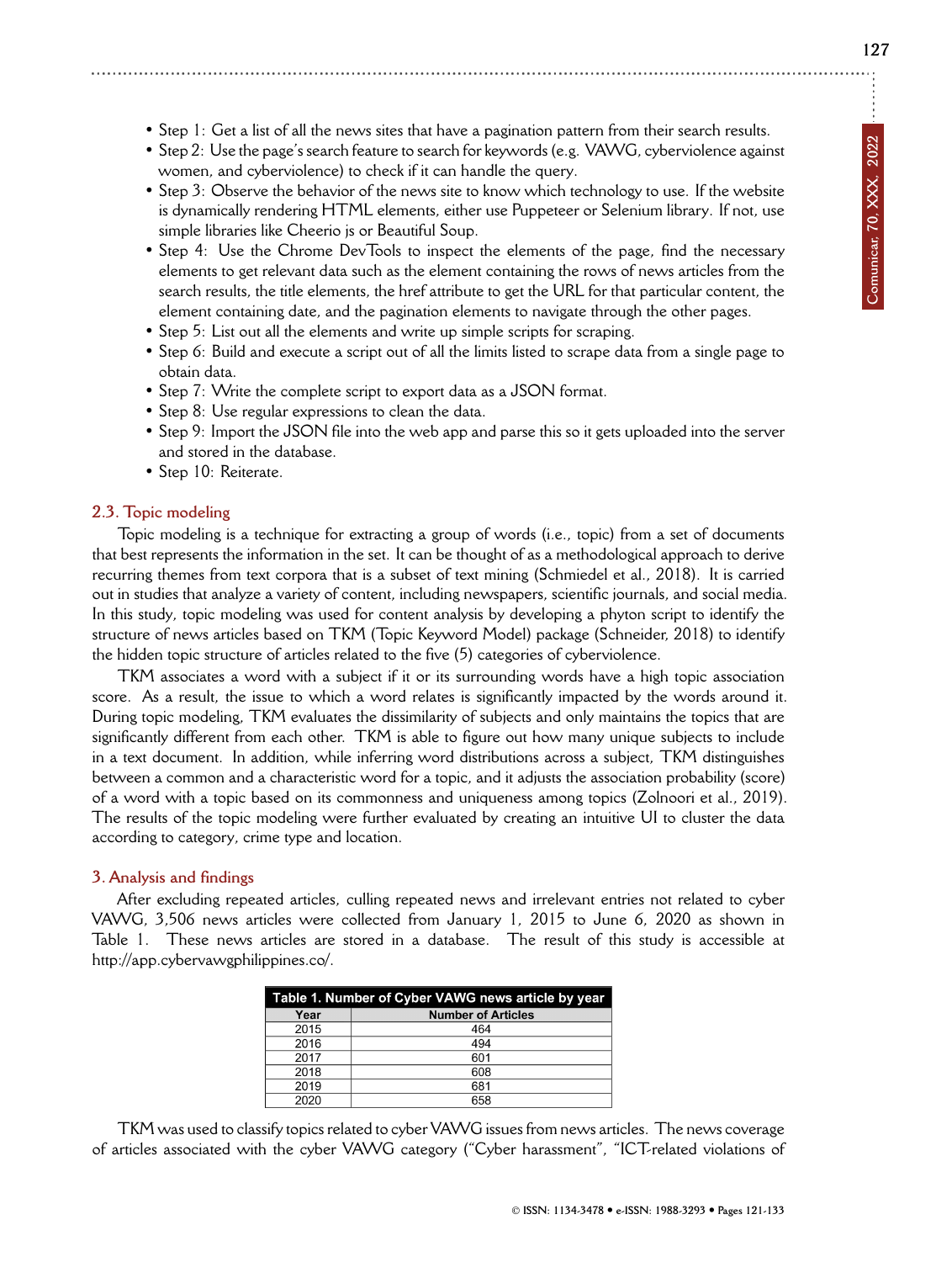- Step 1: Get a list of all the news sites that have a pagination pattern from their search results.
- Step 2: Use the page's search feature to search for keywords (e.g. VAWG, cyberviolence against women, and cyberviolence) to check if it can handle the query.
- Step 3: Observe the behavior of the news site to know which technology to use. If the website is dynamically rendering HTML elements, either use Puppeteer or Selenium library. If not, use simple libraries like Cheerio js or Beautiful Soup.
- Step 4: Use the Chrome DevTools to inspect the elements of the page, find the necessary elements to get relevant data such as the element containing the rows of news articles from the search results, the title elements, the href attribute to get the URL for that particular content, the element containing date, and the pagination elements to navigate through the other pages.
- Step 5: List out all the elements and write up simple scripts for scraping.
- Step 6: Build and execute a script out of all the limits listed to scrape data from a single page to obtain data.
- Step 7: Write the complete script to export data as a JSON format.
- Step 8: Use regular expressions to clean the data.
- Step 9: Import the JSON file into the web app and parse this so it gets uploaded into the server and stored in the database.
- Step 10: Reiterate.

### 2.3. Topic modeling

Topic modeling is a technique for extracting a group of words (i.e., topic) from a set of documents that best represents the information in the set. It can be thought of as a methodological approach to derive recurring themes from text corpora that is a subset of text mining (Schmiedel et al., 2018). It is carried out in studies that analyze a variety of content, including newspapers, scientific journals, and social media. In this study, topic modeling was used for content analysis by developing a phyton script to identify the structure of news articles based on TKM (Topic Keyword Model) package (Schneider, 2018) to identify the hidden topic structure of articles related to the five (5) categories of cyberviolence.

TKM associates a word with a subject if it or its surrounding words have a high topic association score. As a result, the issue to which a word relates is significantly impacted by the words around it. During topic modeling, TKM evaluates the dissimilarity of subjects and only maintains the topics that are significantly different from each other. TKM is able to figure out how many unique subjects to include in a text document. In addition, while inferring word distributions across a subject, TKM distinguishes between a common and a characteristic word for a topic, and it adjusts the association probability (score) of a word with a topic based on its commonness and uniqueness among topics (Zolnoori et al., 2019). The results of the topic modeling were further evaluated by creating an intuitive UI to cluster the data according to category, crime type and location.

## 3. Analysis and findings

After excluding repeated articles, culling repeated news and irrelevant entries not related to cyber VAWG, 3,506 news articles were collected from January 1, 2015 to June 6, 2020 as shown in Table 1. These news articles are stored in a database. The result of this study is accessible at http://app.cybervawgphilippines.co/.

**Table 1. Number of Cyber VAWG news article by year**

| Year | Number of Articles |
|---|---|
| 2015 | 464 |
| 2016 | 494 |
| 2017 | 601 |
| 2018 | 608 |
| 2019 | 681 |
| 2020 | 658 |

TKM was used to classify topics related to cyber VAWG issues from news articles. The news coverage of articles associated with the cyber VAWG category ("Cyber harassment", "ICT-related violations of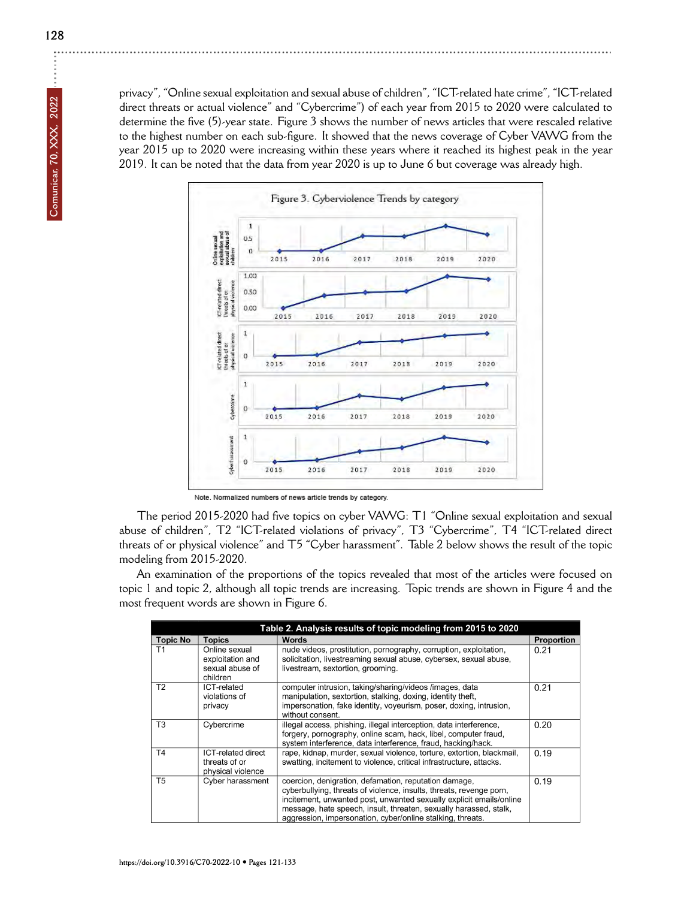privacy", "Online sexual exploitation and sexual abuse of children", "ICT-related hate crime", "ICT-related direct threats or actual violence" and "Cybercrime") of each year from 2015 to 2020 were calculated to determine the five (5)-year state. Figure 3 shows the number of news articles that were rescaled relative to the highest number on each sub-figure. It showed that the news coverage of Cyber VAWG from the year 2015 up to 2020 were increasing within these years where it reached its highest peak in the year 2019. It can be noted that the data from year 2020 is up to June 6 but coverage was already high.

Figure 3. Cyberviolence Trends by category

Note. Normalized numbers of news article trends by category.

The period 2015-2020 had five topics on cyber VAWG: T1 "Online sexual exploitation and sexual abuse of children", T2 "ICT-related violations of privacy", T3 "Cybercrime", T4 "ICT-related direct threats of or physical violence" and T5 "Cyber harassment". Table 2 below shows the result of the topic modeling from 2015-2020.

An examination of the proportions of the topics revealed that most of the articles were focused on topic 1 and topic 2, although all topic trends are increasing. Topic trends are shown in Figure 4 and the most frequent words are shown in Figure 6.

**Table 2. Analysis results of topic modeling from 2015 to 2020**

| Topic No | Topics | Words | Proportion |
|---|---|---|---|
| T1 | Online sexual exploitation and sexual abuse of children | nude videos, prostitution, pornography, corruption, exploitation, solicitation, livestreaming sexual abuse, cybersex, sexual abuse, livestream, sextortion, grooming. | 0.21 |
| T2 | ICT-related violations of privacy | computer intrusion, taking/sharing/videos /images, data manipulation, sextortion, stalking, doxing, identity theft, impersonation, fake identity, voyeurism, poser, doxing, intrusion, without consent. | 0.21 |
| T3 | Cybercrime | illegal access, phishing, illegal interception, data interference, forgery, pornography, online scam, hack, libel, computer fraud, system interference, data interference, fraud, hacking/hack. | 0.20 |
| T4 | ICT-related direct threats of or physical violence | rape, kidnap, murder, sexual violence, torture, extortion, blackmail, swatting, incitement to violence, critical infrastructure, attacks. | 0.19 |
| T5 | Cyber harassment | coercion, denigration, defamation, reputation damage, cyberbullying, threats of violence, insults, threats, revenge porn, incitement, unwanted post, unwanted sexually explicit emails/online message, hate speech, insult, threaten, sexually harassed, stalk, aggression, impersonation, cyber/online stalking, threats. | 0.19 |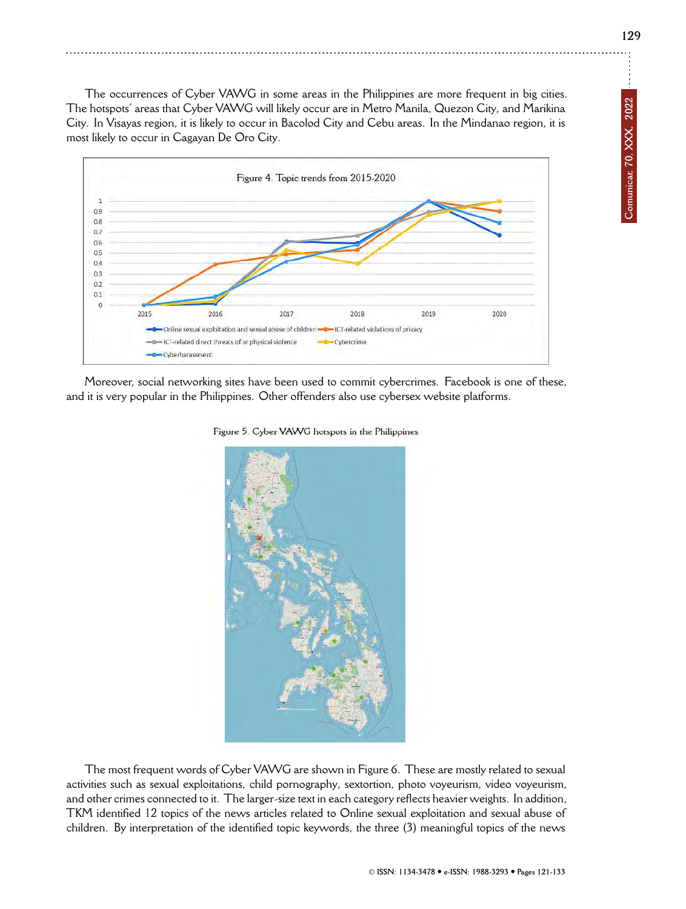The occurrences of Cyber VAWG in some areas in the Philippines are more frequent in big cities. The hotspots' areas that Cyber VAWG will likely occur are in Metro Manila, Quezon City, and Marikina City. In Visayas region, it is likely to occur in Bacolod City and Cebu areas. In the Mindanao region, it is most likely to occur in Cagayan De Oro City.

Figure 4. Topic trends from 2015-2020

Moreover, social networking sites have been used to commit cybercrimes. Facebook is one of these, and it is very popular in the Philippines. Other offenders also use cybersex website platforms.

Figure 5. Cyber VAWG hotspots in the Philippines

The most frequent words of Cyber VAWG are shown in Figure 6. These are mostly related to sexual activities such as sexual exploitations, child pornography, sextortion, photo voyeurism, video voyeurism, and other crimes connected to it. The larger-size text in each category reflects heavier weights. In addition, TKM identified 12 topics of the news articles related to Online sexual exploitation and sexual abuse of children. By interpretation of the identified topic keywords, the three (3) meaningful topics of the news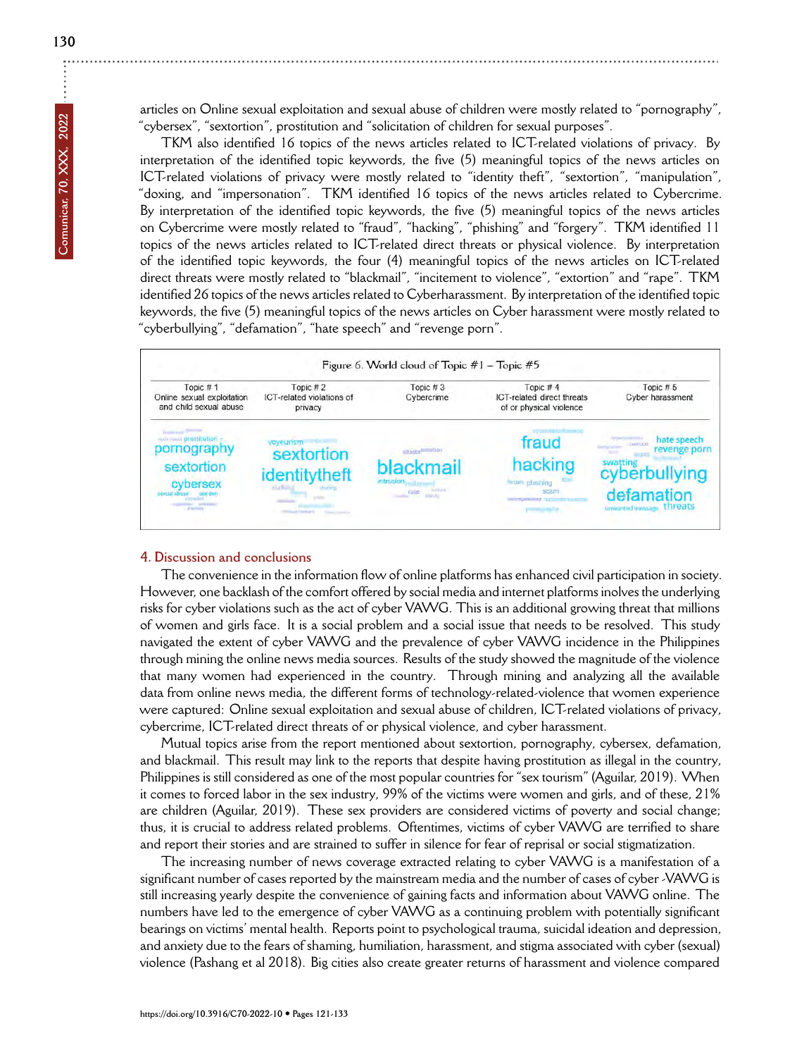articles on Online sexual exploitation and sexual abuse of children were mostly related to "pornography", "cybersex", "sextortion", prostitution and "solicitation of children for sexual purposes".

TKM also identified 16 topics of the news articles related to ICT-related violations of privacy. By interpretation of the identified topic keywords, the five (5) meaningful topics of the news articles on ICT-related violations of privacy were mostly related to "identity theft", "sextortion", "manipulation", "doxing, and "impersonation". TKM identified 16 topics of the news articles related to Cybercrime. By interpretation of the identified topic keywords, the five (5) meaningful topics of the news articles on Cybercrime were mostly related to "fraud", "hacking", "phishing" and "forgery". TKM identified 11 topics of the news articles related to ICT-related direct threats or physical violence. By interpretation of the identified topic keywords, the four (4) meaningful topics of the news articles on ICT-related direct threats were mostly related to "blackmail", "incitement to violence", "extortion" and "rape". TKM identified 26 topics of the news articles related to Cyberharassment. By interpretation of the identified topic keywords, the five (5) meaningful topics of the news articles on Cyber harassment were mostly related to "cyberbullying", "defamation", "hate speech" and "revenge porn".

Figure 6. World cloud of Topic #1 – Topic #5

| Topic # 1 Online sexual exploitation and child sexual abuse | Topic # 2 ICT-related violations of privacy | Topic # 3 Cybercrime | Topic # 4 ICT-related direct threats of or physical violence | Topic # 5 Cyber harassment |
|---|---|---|---|---|
| prostitution, pornography, sextortion, cybersex, sexual abuse, sex den | voyeurism, sextortion, identitytheft, stalking | attacks, extortion, blackmail, intrusion, rape | fraud, hacking, phishing, scam | hate speech, revenge porn, swatting, cyberbullying, defamation, unwanted message, threats |

## 4. Discussion and conclusions

The convenience in the information flow of online platforms has enhanced civil participation in society. However, one backlash of the comfort offered by social media and internet platforms involves the underlying risks for cyber violations such as the act of cyber VAWG. This is an additional growing threat that millions of women and girls face. It is a social problem and a social issue that needs to be resolved. This study navigated the extent of cyber VAWG and the prevalence of cyber VAWG incidence in the Philippines through mining the online news media sources. Results of the study showed the magnitude of the violence that many women had experienced in the country. Through mining and analyzing all the available data from online news media, the different forms of technology-related-violence that women experience were captured: Online sexual exploitation and sexual abuse of children, ICT-related violations of privacy, cybercrime, ICT-related direct threats of or physical violence, and cyber harassment.

Mutual topics arise from the report mentioned about sextortion, pornography, cybersex, defamation, and blackmail. This result may link to the reports that despite having prostitution as illegal in the country, Philippines is still considered as one of the most popular countries for "sex tourism" (Aguilar, 2019). When it comes to forced labor in the sex industry, 99% of the victims were women and girls, and of these, 21% are children (Aguilar, 2019). These sex providers are considered victims of poverty and social change; thus, it is crucial to address related problems. Oftentimes, victims of cyber VAWG are terrified to share and report their stories and are strained to suffer in silence for fear of reprisal or social stigmatization.

The increasing number of news coverage extracted relating to cyber VAWG is a manifestation of a significant number of cases reported by the mainstream media and the number of cases of cyber -VAWG is still increasing yearly despite the convenience of gaining facts and information about VAWG online. The numbers have led to the emergence of cyber VAWG as a continuing problem with potentially significant bearings on victims' mental health. Reports point to psychological trauma, suicidal ideation and depression, and anxiety due to the fears of shaming, humiliation, harassment, and stigma associated with cyber (sexual) violence (Pashang et al 2018). Big cities also create greater returns of harassment and violence compared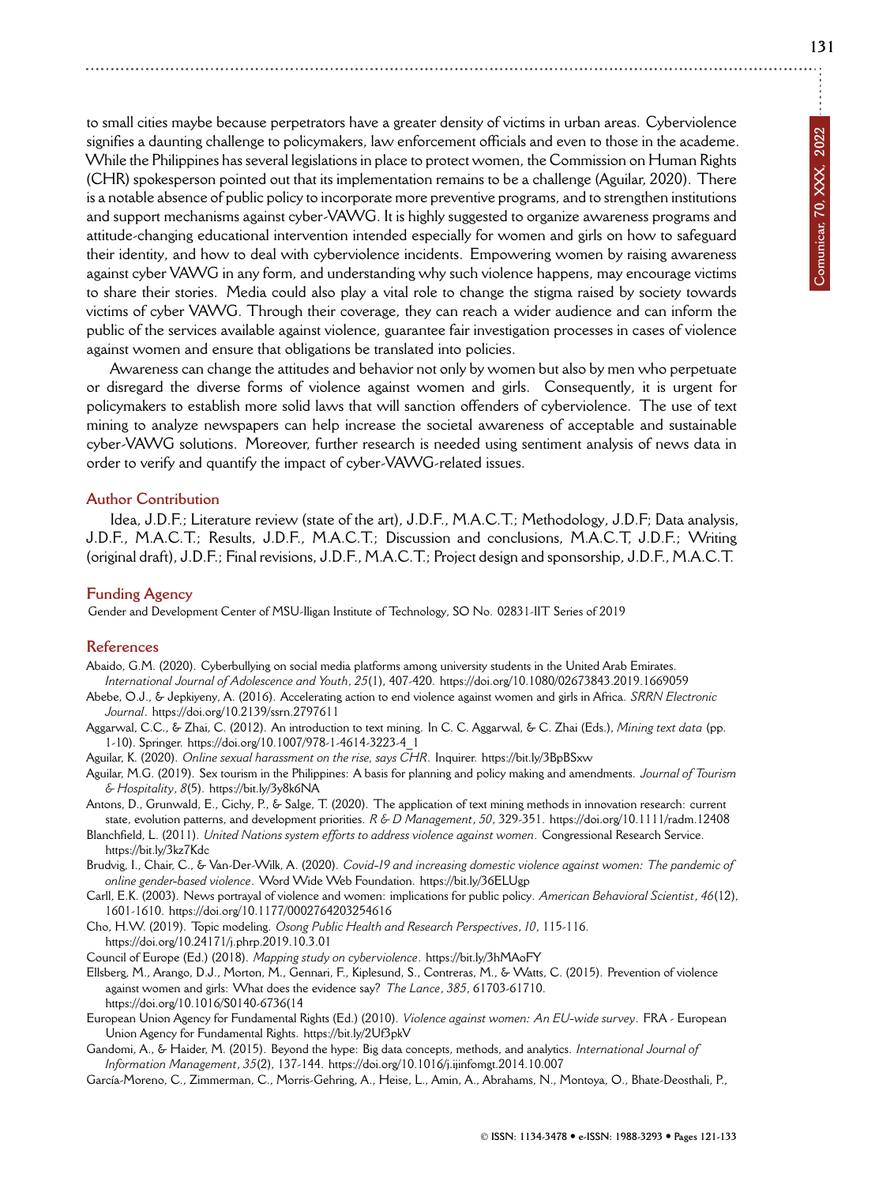to small cities maybe because perpetrators have a greater density of victims in urban areas. Cyberviolence signifies a daunting challenge to policymakers, law enforcement officials and even to those in the academe. While the Philippines has several legislations in place to protect women, the Commission on Human Rights (CHR) spokesperson pointed out that its implementation remains to be a challenge (Aguilar, 2020). There is a notable absence of public policy to incorporate more preventive programs, and to strengthen institutions and support mechanisms against cyber-VAWG. It is highly suggested to organize awareness programs and attitude-changing educational intervention intended especially for women and girls on how to safeguard their identity, and how to deal with cyberviolence incidents. Empowering women by raising awareness against cyber VAWG in any form, and understanding why such violence happens, may encourage victims to share their stories. Media could also play a vital role to change the stigma raised by society towards victims of cyber VAWG. Through their coverage, they can reach a wider audience and can inform the public of the services available against violence, guarantee fair investigation processes in cases of violence against women and ensure that obligations be translated into policies.

Awareness can change the attitudes and behavior not only by women but also by men who perpetuate or disregard the diverse forms of violence against women and girls. Consequently, it is urgent for policymakers to establish more solid laws that will sanction offenders of cyberviolence. The use of text mining to analyze newspapers can help increase the societal awareness of acceptable and sustainable cyber-VAWG solutions. Moreover, further research is needed using sentiment analysis of news data in order to verify and quantify the impact of cyber-VAWG-related issues.

## Author Contribution

Idea, J.D.F.; Literature review (state of the art), J.D.F., M.A.C.T.; Methodology, J.D.F; Data analysis, J.D.F., M.A.C.T.; Results, J.D.F., M.A.C.T.; Discussion and conclusions, M.A.C.T, J.D.F.; Writing (original draft), J.D.F.; Final revisions, J.D.F., M.A.C.T.; Project design and sponsorship, J.D.F., M.A.C.T.

## Funding Agency

Gender and Development Center of MSU-Iligan Institute of Technology, SO No. 02831-IIT Series of 2019

## References

Abaido, G.M. (2020). Cyberbullying on social media platforms among university students in the United Arab Emirates. *International Journal of Adolescence and Youth*, *25*(1), 407-420. https://doi.org/10.1080/02673843.2019.1669059

Abebe, O.J., & Jepkiyeny, A. (2016). Accelerating action to end violence against women and girls in Africa. *SRRN Electronic Journal*. https://doi.org/10.2139/ssrn.2797611

Aggarwal, C.C., & Zhai, C. (2012). An introduction to text mining. In C. C. Aggarwal, & C. Zhai (Eds.), *Mining text data* (pp. 1-10). Springer. https://doi.org/10.1007/978-1-4614-3223-4_1

Aguilar, K. (2020). *Online sexual harassment on the rise, says CHR*. Inquirer. https://bit.ly/3BpBSxw

Aguilar, M.G. (2019). Sex tourism in the Philippines: A basis for planning and policy making and amendments. *Journal of Tourism & Hospitality*, *8*(5). https://bit.ly/3y8k6NA

Antons, D., Grunwald, E., Cichy, P., & Salge, T. (2020). The application of text mining methods in innovation research: current state, evolution patterns, and development priorities. *R & D Management*, *50*, 329-351. https://doi.org/10.1111/radm.12408

Blanchfield, L. (2011). *United Nations system efforts to address violence against women*. Congressional Research Service. https://bit.ly/3kz7Kdc

Brudvig, I., Chair, C., & Van-Der-Wilk, A. (2020). *Covid-19 and increasing domestic violence against women: The pandemic of online gender-based violence*. Word Wide Web Foundation. https://bit.ly/36ELUgp

Carll, E.K. (2003). News portrayal of violence and women: implications for public policy. *American Behavioral Scientist*, *46*(12), 1601-1610. https://doi.org/10.1177/0002764203254616

Cho, H.W. (2019). Topic modeling. *Osong Public Health and Research Perspectives*, *10*, 115-116. https://doi.org/10.24171/j.phrp.2019.10.3.01

Council of Europe (Ed.) (2018). *Mapping study on cyberviolence*. https://bit.ly/3hMAoFY

Ellsberg, M., Arango, D.J., Morton, M., Gennari, F., Kiplesund, S., Contreras, M., & Watts, C. (2015). Prevention of violence against women and girls: What does the evidence say? *The Lance*, *385*, 61703-61710. https://doi.org/10.1016/S0140-6736(14

European Union Agency for Fundamental Rights (Ed.) (2010). *Violence against women: An EU-wide survey*. FRA - European Union Agency for Fundamental Rights. https://bit.ly/2Uf3pkV

Gandomi, A., & Haider, M. (2015). Beyond the hype: Big data concepts, methods, and analytics. *International Journal of Information Management*, *35*(2), 137-144. https://doi.org/10.1016/j.ijinfomgt.2014.10.007

García-Moreno, C., Zimmerman, C., Morris-Gehring, A., Heise, L., Amin, A., Abrahams, N., Montoya, O., Bhate-Deosthali, P.,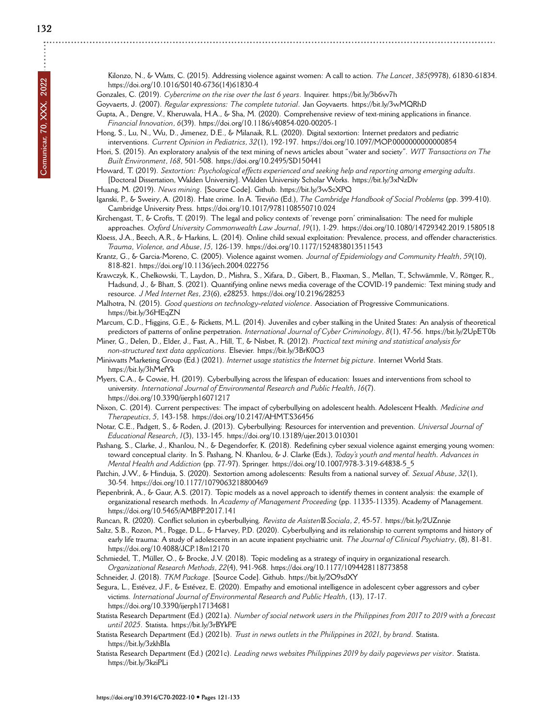Kilonzo, N., & Watts, C. (2015). Addressing violence against women: A call to action. *The Lancet*, *385*(9978), 61830-61834. https://doi.org/10.1016/S0140-6736(14)61830-4

Gonzales, C. (2019). *Cybercrime on the rise over the last 6 years*. Inquirer. https://bit.ly/3b6vv7h

Goyvaerts, J. (2007). *Regular expressions: The complete tutorial*. Jan Goyvaerts. https://bit.ly/3wMQRhD

Gupta, A., Dengre, V., Kheruwala, H.A., & Sha, M. (2020). Comprehensive review of text-mining applications in finance. *Financial Innovation*, *6*(39). https://doi.org/10.1186/s40854-020-00205-1

Hong, S., Lu, N., Wu, D., Jimenez, D.E., & Milanaik, R.L. (2020). Digital sextortion: Internet predators and pediatric interventions. *Current Opinion in Pediatrics*, *32*(1), 192-197. https://doi.org/10.1097/MOP.0000000000000854

Hori, S. (2015). An exploratory analysis of the text mining of news articles about "water and society". *WIT Transactions on The Built Environment*, *168*, 501-508. https://doi.org/10.2495/SD150441

Howard, T. (2019). *Sextortion: Psychological effects experienced and seeking help and reporting among emerging adults*. [Doctoral Dissertation, Walden University]. Walden University Scholar Works. https://bit.ly/3xNzDlv

Huang, M. (2019). *News mining*. [Source Code]. Github. https://bit.ly/3wScXPQ

Iganski, P., & Sweiry, A. (2018). Hate crime. In A. Treviño (Ed.), *The Cambridge Handbook of Social Problems* (pp. 399-410). Cambridge University Press. https://doi.org/10.1017/9781108550710.024

Kirchengast, T., & Crofts, T. (2019). The legal and policy contexts of 'revenge porn' criminalisation: The need for multiple approaches. *Oxford University Commonwealth Law Journal*, *19*(1), 1-29. https://doi.org/10.1080/14729342.2019.1580518

Kloess, J.A., Beech, A.R., & Harkins, L. (2014). Online child sexual exploitation: Prevalence, process, and offender characteristics. *Trauma, Violence, and Abuse*, *15*, 126-139. https://doi.org/10.1177/1524838013511543

Krantz, G., & Garcia-Moreno, C. (2005). Violence against women. *Journal of Epidemiology and Community Health*, *59*(10), 818-821. https://doi.org/10.1136/jech.2004.022756

Krawczyk, K., Chelkowski, T., Laydon, D., Mishra, S., Xifara, D., Gibert, B., Flaxman, S., Mellan, T., Schwämmle, V., Röttger, R., Hadsund, J., & Bhatt, S. (2021). Quantifying online news media coverage of the COVID-19 pandemic: Text mining study and resource. *J Med Internet Res*, *23*(6), e28253. https://doi.org/10.2196/28253

Malhotra, N. (2015). *Good questions on technology-related violence*. Association of Progressive Communications. https://bit.ly/36HEqZN

Marcum, C.D., Higgins, G.E., & Ricketts, M.L. (2014). Juveniles and cyber stalking in the United States: An analysis of theoretical predictors of patterns of online perpetration. *International Journal of Cyber Criminology*, *8*(1), 47-56. https://bit.ly/2UpET0b

Miner, G., Delen, D., Elder, J., Fast, A., Hill, T., & Nisbet, R. (2012). *Practical text mining and statistical analysis for non-structured text data applications*. Elsevier. https://bit.ly/3BrK0O3

Miniwatts Marketing Group (Ed.) (2021). *Internet usage statistics the Internet big picture*. Internet World Stats. https://bit.ly/3hMefYk

Myers, C.A., & Cowie, H. (2019). Cyberbullying across the lifespan of education: Issues and interventions from school to university. *International Journal of Environmental Research and Public Health*, *16*(7). https://doi.org/10.3390/ijerph16071217

Nixon, C. (2014). Current perspectives: The impact of cyberbullying on adolescent health. Adolescent Health. *Medicine and Therapeutics*, *5*, 143-158. https://doi.org/10.2147/AHMT.S36456

Notar, C.E., Padgett, S., & Roden, J. (2013). Cyberbullying: Resources for intervention and prevention. *Universal Journal of Educational Research*, *1*(3), 133-145. https://doi.org/10.13189/ujer.2013.010301

Pashang, S., Clarke, J., Khanlou, N., & Degendorfer, K. (2018). Redefining cyber sexual violence against emerging young women: toward conceptual clarity. In S. Pashang, N. Khanlou, & J. Clarke (Eds.), *Today's youth and mental health. Advances in Mental Health and Addiction* (pp. 77-97). Springer. https://doi.org/10.1007/978-3-319-64838-5_5

Patchin, J.W., & Hinduja, S. (2020). Sextortion among adolescents: Results from a national survey of. *Sexual Abuse*, *32*(1), 30-54. https://doi.org/10.1177/1079063218800469

Piepenbrink, A., & Gaur, A.S. (2017). Topic models as a novel approach to identify themes in content analysis: the example of organizational research methods. In *Academy of Management Proceeding* (pp. 11335-11335). Academy of Management. https://doi.org/10.5465/AMBPP.2017.141

Runcan, R. (2020). Conflict solution in cyberbullying. *Revista de Asisten� Sociala*, *2*, 45-57. https://bit.ly/2UZnnje

Saltz, S.B., Rozon, M., Pogge, D.L., & Harvey, P.D. (2020). Cyberbullying and its relationship to current symptoms and history of early life trauma: A study of adolescents in an acute inpatient psychiatric unit. *The Journal of Clinical Psychiatry*, (8), 81-81. https://doi.org/10.4088/JCP.18m12170

Schmiedel, T., Müller, O., & Brocke, J.V. (2018). Topic modeling as a strategy of inquiry in organizational research. *Organizational Research Methods*, *22*(4), 941-968. https://doi.org/10.1177/1094428118773858

Schneider, J. (2018). *TKM Package*. [Source Code]. Github. https://bit.ly/2O9sdXY

Segura, L., Estévez, J.F., & Estévez, E. (2020). Empathy and emotional intelligence in adolescent cyber aggressors and cyber victims. *International Journal of Environmental Research and Public Health*, (13), 17-17. https://doi.org/10.3390/ijerph17134681

Statista Research Department (Ed.) (2021a). *Number of social network users in the Philippines from 2017 to 2019 with a forecast until 2025*. Statista. https://bit.ly/3rBYkPE

Statista Research Department (Ed.) (2021b). *Trust in news outlets in the Philippines in 2021, by brand*. Statista. https://bit.ly/3zkhBIa

Statista Research Department (Ed.) (2021c). *Leading news websites Philippines 2019 by daily pageviews per visitor*. Statista. https://bit.ly/3kziPLi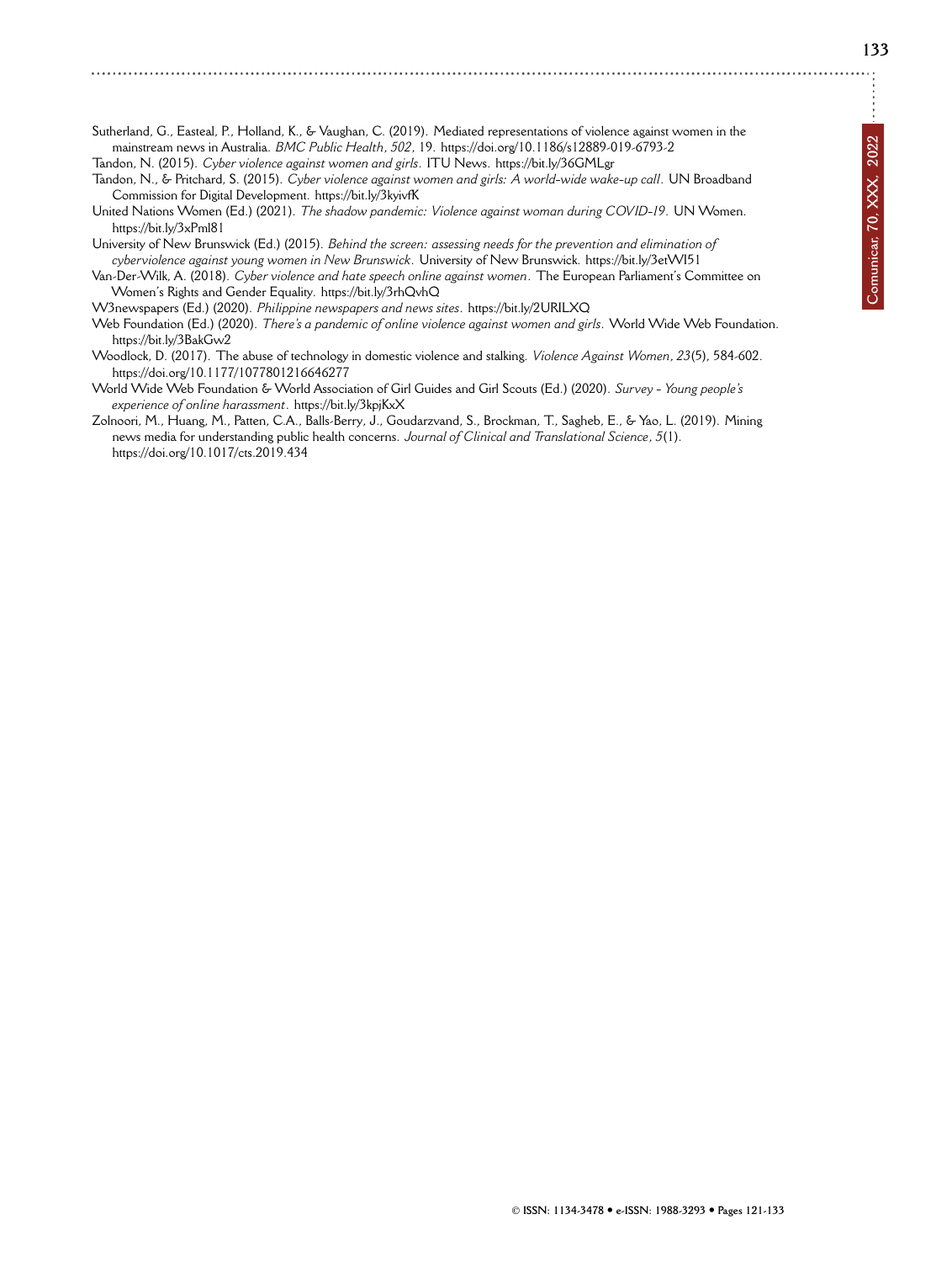Sutherland, G., Easteal, P., Holland, K., & Vaughan, C. (2019). Mediated representations of violence against women in the mainstream news in Australia. *BMC Public Health*, *502*, 19. https://doi.org/10.1186/s12889-019-6793-2

Tandon, N. (2015). *Cyber violence against women and girls*. ITU News. https://bit.ly/36GMLgr

Tandon, N., & Pritchard, S. (2015). *Cyber violence against women and girls: A world-wide wake-up call*. UN Broadband Commission for Digital Development. https://bit.ly/3kyivfK

United Nations Women (Ed.) (2021). *The shadow pandemic: Violence against woman during COVID-19*. UN Women. https://bit.ly/3xPml81

University of New Brunswick (Ed.) (2015). *Behind the screen: assessing needs for the prevention and elimination of cyberviolence against young women in New Brunswick*. University of New Brunswick. https://bit.ly/3etWI51

Van-Der-Wilk, A. (2018). *Cyber violence and hate speech online against women*. The European Parliament's Committee on Women's Rights and Gender Equality. https://bit.ly/3rhQvhQ

W3newspapers (Ed.) (2020). *Philippine newspapers and news sites*. https://bit.ly/2URILXQ

Web Foundation (Ed.) (2020). *There's a pandemic of online violence against women and girls*. World Wide Web Foundation. https://bit.ly/3BakGw2

Woodlock, D. (2017). The abuse of technology in domestic violence and stalking. *Violence Against Women*, *23*(5), 584-602. https://doi.org/10.1177/1077801216646277

World Wide Web Foundation & World Association of Girl Guides and Girl Scouts (Ed.) (2020). *Survey - Young people's experience of online harassment*. https://bit.ly/3kpjKxX

Zolnoori, M., Huang, M., Patten, C.A., Balls-Berry, J., Goudarzvand, S., Brockman, T., Sagheb, E., & Yao, L. (2019). Mining news media for understanding public health concerns. *Journal of Clinical and Translational Science*, *5*(1). https://doi.org/10.1017/cts.2019.434